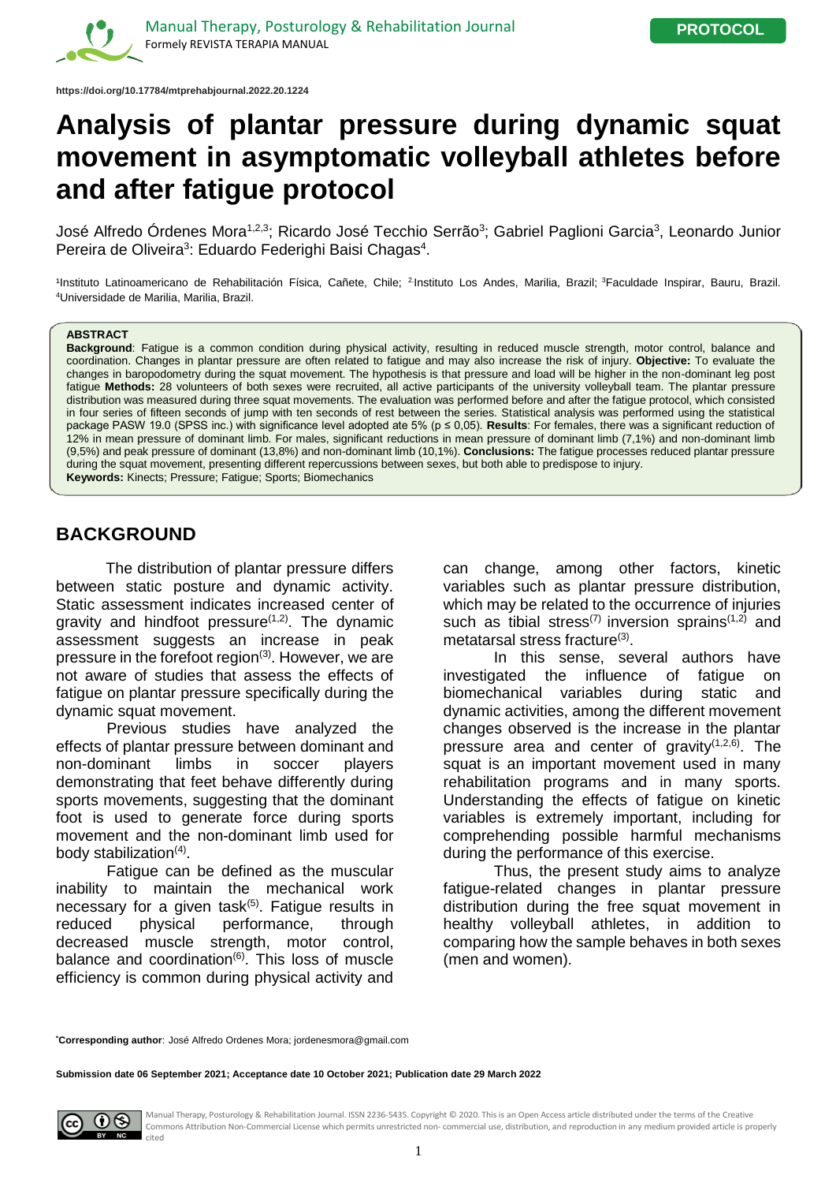Manual Therapy, Posturology & Rehabilitation Journal
Formely REVISTA TERAPIA MANUAL

**PROTOCOL**

**https://doi.org/10.17784/mtprehabjournal.2022.20.1224**

# Analysis of plantar pressure during dynamic squat movement in asymptomatic volleyball athletes before and after fatigue protocol

José Alfredo Órdenes Mora[1,2,3]; Ricardo José Tecchio Serrão[3]; Gabriel Paglioni Garcia[3], Leonardo Junior Pereira de Oliveira[3]: Eduardo Federighi Baisi Chagas[4].

[1]Instituto Latinoamericano de Rehabilitación Física, Cañete, Chile; [2]Instituto Los Andes, Marilia, Brazil; [3]Faculdade Inspirar, Bauru, Brazil. [4]Universidade de Marilia, Marilia, Brazil.

**ABSTRACT**

**Background**: Fatigue is a common condition during physical activity, resulting in reduced muscle strength, motor control, balance and coordination. Changes in plantar pressure are often related to fatigue and may also increase the risk of injury. **Objective:** To evaluate the changes in baropodometry during the squat movement. The hypothesis is that pressure and load will be higher in the non-dominant leg post fatigue **Methods:** 28 volunteers of both sexes were recruited, all active participants of the university volleyball team. The plantar pressure distribution was measured during three squat movements. The evaluation was performed before and after the fatigue protocol, which consisted in four series of fifteen seconds of jump with ten seconds of rest between the series. Statistical analysis was performed using the statistical package PASW 19.0 (SPSS inc.) with significance level adopted ate 5% ($p \leq 0{,}05$). **Results**: For females, there was a significant reduction of 12% in mean pressure of dominant limb. For males, significant reductions in mean pressure of dominant limb (7,1%) and non-dominant limb (9,5%) and peak pressure of dominant (13,8%) and non-dominant limb (10,1%). **Conclusions:** The fatigue processes reduced plantar pressure during the squat movement, presenting different repercussions between sexes, but both able to predispose to injury.

**Keywords:** Kinects; Pressure; Fatigue; Sports; Biomechanics

## BACKGROUND

The distribution of plantar pressure differs between static posture and dynamic activity. Static assessment indicates increased center of gravity and hindfoot pressure[1,2]. The dynamic assessment suggests an increase in peak pressure in the forefoot region[3]. However, we are not aware of studies that assess the effects of fatigue on plantar pressure specifically during the dynamic squat movement.

Previous studies have analyzed the effects of plantar pressure between dominant and non-dominant limbs in soccer players demonstrating that feet behave differently during sports movements, suggesting that the dominant foot is used to generate force during sports movement and the non-dominant limb used for body stabilization[4].

Fatigue can be defined as the muscular inability to maintain the mechanical work necessary for a given task[5]. Fatigue results in reduced physical performance, through decreased muscle strength, motor control, balance and coordination[6]. This loss of muscle efficiency is common during physical activity and can change, among other factors, kinetic variables such as plantar pressure distribution, which may be related to the occurrence of injuries such as tibial stress[7] inversion sprains[1,2] and metatarsal stress fracture[3].

In this sense, several authors have investigated the influence of fatigue on biomechanical variables during static and dynamic activities, among the different movement changes observed is the increase in the plantar pressure area and center of gravity[1,2,6]. The squat is an important movement used in many rehabilitation programs and in many sports. Understanding the effects of fatigue on kinetic variables is extremely important, including for comprehending possible harmful mechanisms during the performance of this exercise.

Thus, the present study aims to analyze fatigue-related changes in plantar pressure distribution during the free squat movement in healthy volleyball athletes, in addition to comparing how the sample behaves in both sexes (men and women).

*Corresponding author: José Alfredo Ordenes Mora; jordenesmora@gmail.com

**Submission date 06 September 2021; Acceptance date 10 October 2021; Publication date 29 March 2022**

Manual Therapy, Posturology & Rehabilitation Journal. ISSN 2236-5435. Copyright © 2020. This is an Open Access article distributed under the terms of the Creative Commons Attribution Non-Commercial License which permits unrestricted non- commercial use, distribution, and reproduction in any medium provided article is properly cited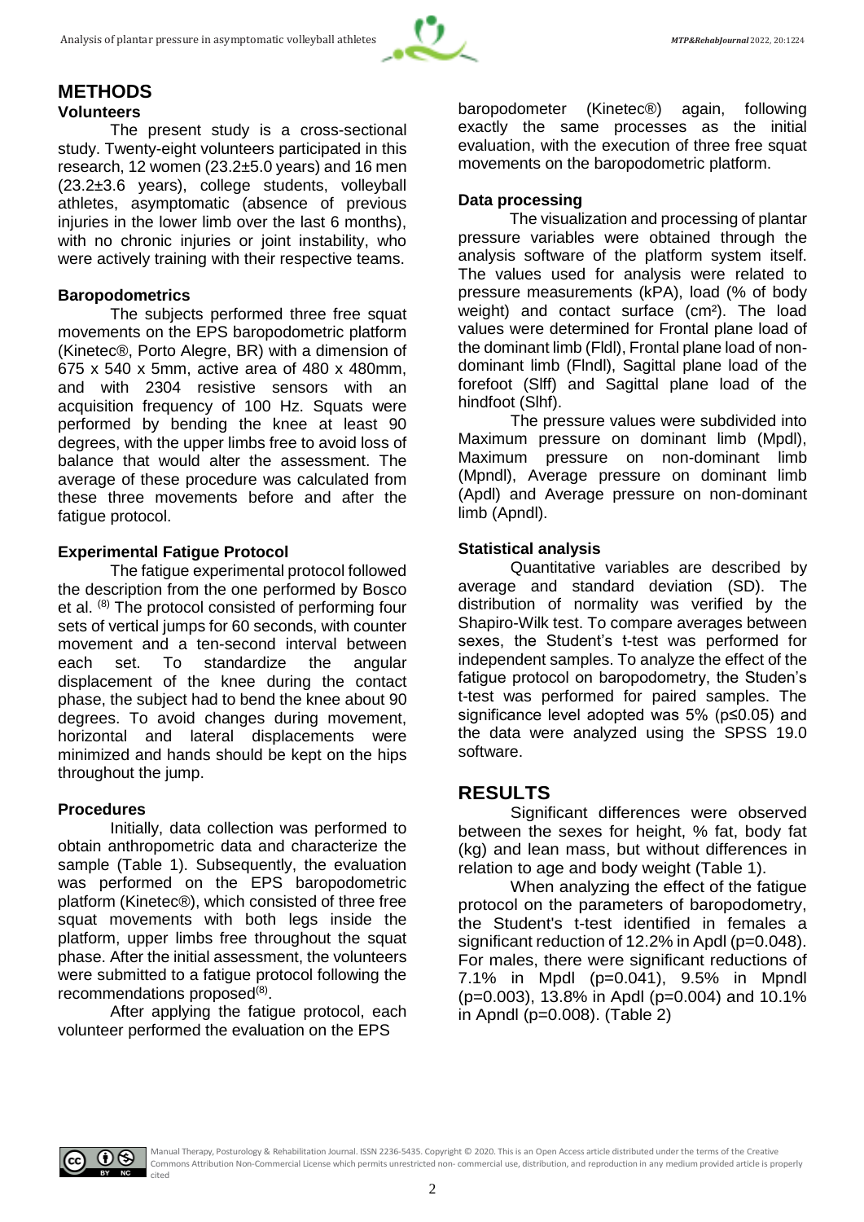## METHODS

### Volunteers

The present study is a cross-sectional study. Twenty-eight volunteers participated in this research, 12 women (23.2±5.0 years) and 16 men (23.2±3.6 years), college students, volleyball athletes, asymptomatic (absence of previous injuries in the lower limb over the last 6 months), with no chronic injuries or joint instability, who were actively training with their respective teams.

### Baropodometrics

The subjects performed three free squat movements on the EPS baropodometric platform (Kinetec®, Porto Alegre, BR) with a dimension of 675 x 540 x 5mm, active area of 480 x 480mm, and with 2304 resistive sensors with an acquisition frequency of 100 Hz. Squats were performed by bending the knee at least 90 degrees, with the upper limbs free to avoid loss of balance that would alter the assessment. The average of these procedure was calculated from these three movements before and after the fatigue protocol.

### Experimental Fatigue Protocol

The fatigue experimental protocol followed the description from the one performed by Bosco et al. [8] The protocol consisted of performing four sets of vertical jumps for 60 seconds, with counter movement and a ten-second interval between each set. To standardize the angular displacement of the knee during the contact phase, the subject had to bend the knee about 90 degrees. To avoid changes during movement, horizontal and lateral displacements were minimized and hands should be kept on the hips throughout the jump.

### Procedures

Initially, data collection was performed to obtain anthropometric data and characterize the sample (Table 1). Subsequently, the evaluation was performed on the EPS baropodometric platform (Kinetec®), which consisted of three free squat movements with both legs inside the platform, upper limbs free throughout the squat phase. After the initial assessment, the volunteers were submitted to a fatigue protocol following the recommendations proposed[8].

After applying the fatigue protocol, each volunteer performed the evaluation on the EPS baropodometer (Kinetec®) again, following exactly the same processes as the initial evaluation, with the execution of three free squat movements on the baropodometric platform.

### Data processing

The visualization and processing of plantar pressure variables were obtained through the analysis software of the platform system itself. The values used for analysis were related to pressure measurements (kPA), load (% of body weight) and contact surface (cm²). The load values were determined for Frontal plane load of the dominant limb (Fldl), Frontal plane load of non-dominant limb (Flndl), Sagittal plane load of the forefoot (Slff) and Sagittal plane load of the hindfoot (Slhf).

The pressure values were subdivided into Maximum pressure on dominant limb (Mpdl), Maximum pressure on non-dominant limb (Mpndl), Average pressure on dominant limb (Apdl) and Average pressure on non-dominant limb (Apndl).

### Statistical analysis

Quantitative variables are described by average and standard deviation (SD). The distribution of normality was verified by the Shapiro-Wilk test. To compare averages between sexes, the Student's t-test was performed for independent samples. To analyze the effect of the fatigue protocol on baropodometry, the Studen's t-test was performed for paired samples. The significance level adopted was 5% ($p \leq 0.05$) and the data were analyzed using the SPSS 19.0 software.

## RESULTS

Significant differences were observed between the sexes for height, % fat, body fat (kg) and lean mass, but without differences in relation to age and body weight (Table 1).

When analyzing the effect of the fatigue protocol on the parameters of baropodometry, the Student's t-test identified in females a significant reduction of 12.2% in Apdl ($p=0.048$). For males, there were significant reductions of 7.1% in Mpdl ($p=0.041$), 9.5% in Mpndl ($p=0.003$), 13.8% in Apdl ($p=0.004$) and 10.1% in Apndl ($p=0.008$). (Table 2)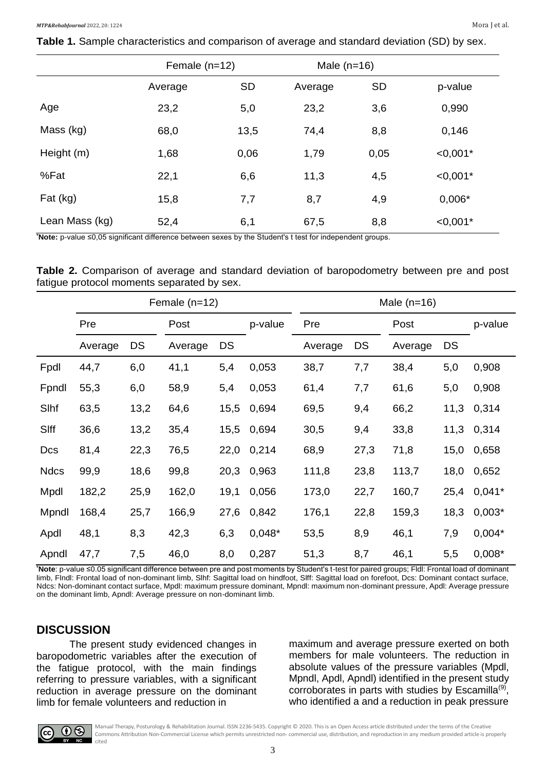**Table 1.** Sample characteristics and comparison of average and standard deviation (SD) by sex.

| | Female (n=12) | | Male (n=16) | | |
|---|---|---|---|---|---|
| | Average | SD | Average | SD | p-value |
| Age | 23,2 | 5,0 | 23,2 | 3,6 | 0,990 |
| Mass (kg) | 68,0 | 13,5 | 74,4 | 8,8 | 0,146 |
| Height (m) | 1,68 | 0,06 | 1,79 | 0,05 | <0,001* |
| %Fat | 22,1 | 6,6 | 11,3 | 4,5 | <0,001* |
| Fat (kg) | 15,8 | 7,7 | 8,7 | 4,9 | 0,006* |
| Lean Mass (kg) | 52,4 | 6,1 | 67,5 | 8,8 | <0,001* |

***Note:** p-value ≤0,05 significant difference between sexes by the Student's t test for independent groups.

**Table 2.** Comparison of average and standard deviation of baropodometry between pre and post fatigue protocol moments separated by sex.

| | Female (n=12) | | | | | Male (n=16) | | | | |
|---|---|---|---|---|---|---|---|---|---|---|
| | Pre | | Post | | p-value | Pre | | Post | | p-value |
| | Average | DS | Average | DS | | Average | DS | Average | DS | |
| Fpdl | 44,7 | 6,0 | 41,1 | 5,4 | 0,053 | 38,7 | 7,7 | 38,4 | 5,0 | 0,908 |
| Fpndl | 55,3 | 6,0 | 58,9 | 5,4 | 0,053 | 61,4 | 7,7 | 61,6 | 5,0 | 0,908 |
| Slhf | 63,5 | 13,2 | 64,6 | 15,5 | 0,694 | 69,5 | 9,4 | 66,2 | 11,3 | 0,314 |
| Slff | 36,6 | 13,2 | 35,4 | 15,5 | 0,694 | 30,5 | 9,4 | 33,8 | 11,3 | 0,314 |
| Dcs | 81,4 | 22,3 | 76,5 | 22,0 | 0,214 | 68,9 | 27,3 | 71,8 | 15,0 | 0,658 |
| Ndcs | 99,9 | 18,6 | 99,8 | 20,3 | 0,963 | 111,8 | 23,8 | 113,7 | 18,0 | 0,652 |
| Mpdl | 182,2 | 25,9 | 162,0 | 19,1 | 0,056 | 173,0 | 22,7 | 160,7 | 25,4 | 0,041* |
| Mpndl | 168,4 | 25,7 | 166,9 | 27,6 | 0,842 | 176,1 | 22,8 | 159,3 | 18,3 | 0,003* |
| Apdl | 48,1 | 8,3 | 42,3 | 6,3 | 0,048* | 53,5 | 8,9 | 46,1 | 7,9 | 0,004* |
| Apndl | 47,7 | 7,5 | 46,0 | 8,0 | 0,287 | 51,3 | 8,7 | 46,1 | 5,5 | 0,008* |

***Note**: p-value ≤0.05 significant difference between pre and post moments by Student's t-test for paired groups; Fldl: Frontal load of dominant limb, Flndl: Frontal load of non-dominant limb, Slhf: Sagittal load on hindfoot, Slff: Sagittal load on forefoot, Dcs: Dominant contact surface, Ndcs: Non-dominant contact surface, Mpdl: maximum pressure dominant, Mpndl: maximum non-dominant pressure, Apdl: Average pressure on the dominant limb, Apndl: Average pressure on non-dominant limb.

## DISCUSSION

The present study evidenced changes in baropodometric variables after the execution of the fatigue protocol, with the main findings referring to pressure variables, with a significant reduction in average pressure on the dominant limb for female volunteers and reduction in maximum and average pressure exerted on both members for male volunteers. The reduction in absolute values of the pressure variables (Mpdl, Mpndl, Apdl, Apndl) identified in the present study corroborates in parts with studies by Escamilla[9], who identified a and a reduction in peak pressure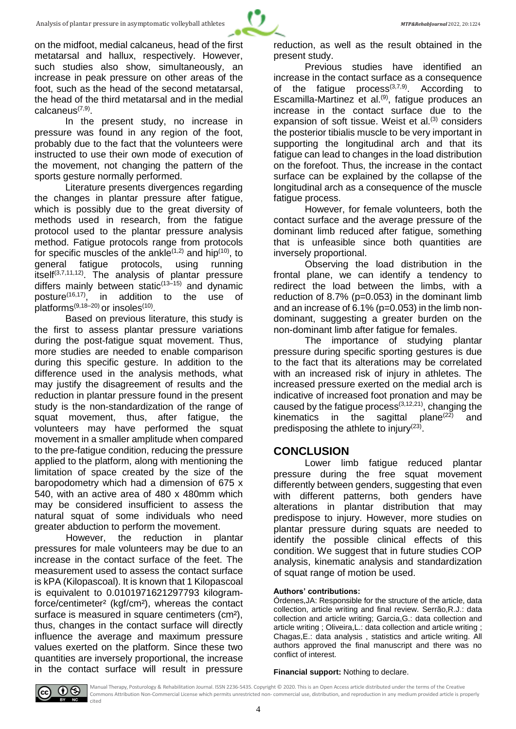on the midfoot, medial calcaneus, head of the first metatarsal and hallux, respectively. However, such studies also show, simultaneously, an increase in peak pressure on other areas of the foot, such as the head of the second metatarsal, the head of the third metatarsal and in the medial calcaneus[7,9].

In the present study, no increase in pressure was found in any region of the foot, probably due to the fact that the volunteers were instructed to use their own mode of execution of the movement, not changing the pattern of the sports gesture normally performed.

Literature presents divergences regarding the changes in plantar pressure after fatigue, which is possibly due to the great diversity of methods used in research, from the fatigue protocol used to the plantar pressure analysis method. Fatigue protocols range from protocols for specific muscles of the ankle[1,2] and hip[10], to general fatigue protocols, using running itself[3,7,11,12]. The analysis of plantar pressure differs mainly between static[13–15] and dynamic posture[16,17], in addition to the use of platforms[9,18–20] or insoles[10].

Based on previous literature, this study is the first to assess plantar pressure variations during the post-fatigue squat movement. Thus, more studies are needed to enable comparison during this specific gesture. In addition to the difference used in the analysis methods, what may justify the disagreement of results and the reduction in plantar pressure found in the present study is the non-standardization of the range of squat movement, thus, after fatigue, the volunteers may have performed the squat movement in a smaller amplitude when compared to the pre-fatigue condition, reducing the pressure applied to the platform, along with mentioning the limitation of space created by the size of the baropodometry which had a dimension of 675 x 540, with an active area of 480 x 480mm which may be considered insufficient to assess the natural squat of some individuals who need greater abduction to perform the movement.

However, the reduction in plantar pressures for male volunteers may be due to an increase in the contact surface of the feet. The measurement used to assess the contact surface is kPA (Kilopascoal). It is known that 1 Kilopascoal is equivalent to 0.0101971621297793 kilogram-force/centimeter² (kgf/cm²), whereas the contact surface is measured in square centimeters (cm²), thus, changes in the contact surface will directly influence the average and maximum pressure values exerted on the platform. Since these two quantities are inversely proportional, the increase in the contact surface will result in pressure reduction, as well as the result obtained in the present study.

Previous studies have identified an increase in the contact surface as a consequence of the fatigue process[3,7,9]. According to Escamilla-Martinez et al.[9], fatigue produces an increase in the contact surface due to the expansion of soft tissue. Weist et al.[3] considers the posterior tibialis muscle to be very important in supporting the longitudinal arch and that its fatigue can lead to changes in the load distribution on the forefoot. Thus, the increase in the contact surface can be explained by the collapse of the longitudinal arch as a consequence of the muscle fatigue process.

However, for female volunteers, both the contact surface and the average pressure of the dominant limb reduced after fatigue, something that is unfeasible since both quantities are inversely proportional.

Observing the load distribution in the frontal plane, we can identify a tendency to redirect the load between the limbs, with a reduction of 8.7% ($p=0.053$) in the dominant limb and an increase of 6.1% ($p=0.053$) in the limb non-dominant, suggesting a greater burden on the non-dominant limb after fatigue for females.

The importance of studying plantar pressure during specific sporting gestures is due to the fact that its alterations may be correlated with an increased risk of injury in athletes. The increased pressure exerted on the medial arch is indicative of increased foot pronation and may be caused by the fatigue process[3,12,21], changing the kinematics in the sagittal plane[22] and predisposing the athlete to injury[23].

## CONCLUSION

Lower limb fatigue reduced plantar pressure during the free squat movement differently between genders, suggesting that even with different patterns, both genders have alterations in plantar distribution that may predispose to injury. However, more studies on plantar pressure during squats are needed to identify the possible clinical effects of this condition. We suggest that in future studies COP analysis, kinematic analysis and standardization of squat range of motion be used.

**Authors' contributions:**

Órdenes,JA: Responsible for the structure of the article, data collection, article writing and final review. Serrão,R.J.: data collection and article writing; Garcia,G.: data collection and article writing ; Oliveira,L.: data collection and article writing ; Chagas,E.: data analysis , statistics and article writing. All authors approved the final manuscript and there was no conflict of interest.

**Financial support:** Nothing to declare.

Manual Therapy, Posturology & Rehabilitation Journal. ISSN 2236-5435. Copyright © 2020. This is an Open Access article distributed under the terms of the Creative Commons Attribution Non-Commercial License which permits unrestricted non- commercial use, distribution, and reproduction in any medium provided article is properly cited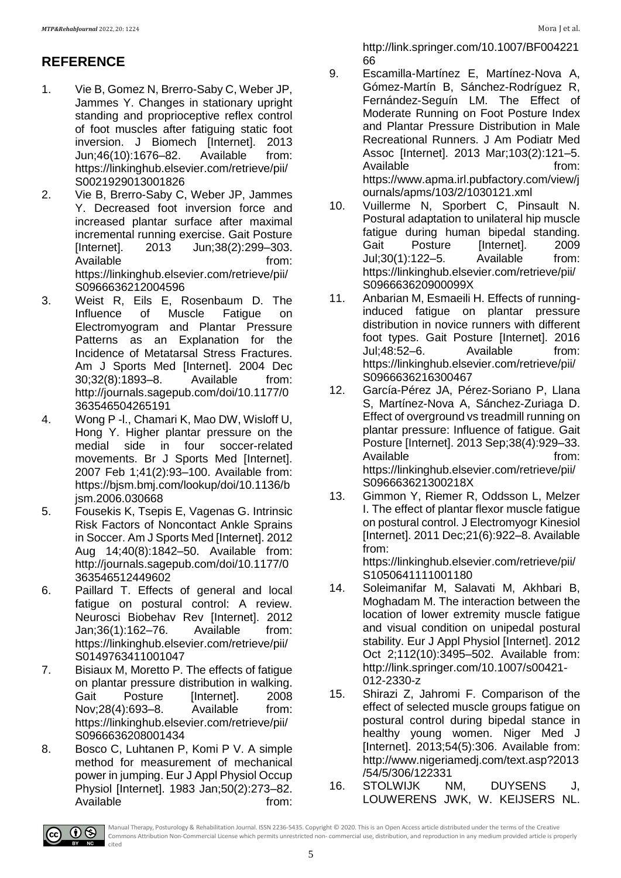## REFERENCE

1. Vie B, Gomez N, Brerro-Saby C, Weber JP, Jammes Y. Changes in stationary upright standing and proprioceptive reflex control of foot muscles after fatiguing static foot inversion. J Biomech [Internet]. 2013 Jun;46(10):1676–82. Available from: https://linkinghub.elsevier.com/retrieve/pii/S0021929013001826
2. Vie B, Brerro-Saby C, Weber JP, Jammes Y. Decreased foot inversion force and increased plantar surface after maximal incremental running exercise. Gait Posture [Internet]. 2013 Jun;38(2):299–303. Available from: https://linkinghub.elsevier.com/retrieve/pii/S0966636212004596
3. Weist R, Eils E, Rosenbaum D. The Influence of Muscle Fatigue on Electromyogram and Plantar Pressure Patterns as an Explanation for the Incidence of Metatarsal Stress Fractures. Am J Sports Med [Internet]. 2004 Dec 30;32(8):1893–8. Available from: http://journals.sagepub.com/doi/10.1177/0363546504265191
4. Wong P -l., Chamari K, Mao DW, Wisloff U, Hong Y. Higher plantar pressure on the medial side in four soccer-related movements. Br J Sports Med [Internet]. 2007 Feb 1;41(2):93–100. Available from: https://bjsm.bmj.com/lookup/doi/10.1136/bjsm.2006.030668
5. Fousekis K, Tsepis E, Vagenas G. Intrinsic Risk Factors of Noncontact Ankle Sprains in Soccer. Am J Sports Med [Internet]. 2012 Aug 14;40(8):1842–50. Available from: http://journals.sagepub.com/doi/10.1177/0363546512449602
6. Paillard T. Effects of general and local fatigue on postural control: A review. Neurosci Biobehav Rev [Internet]. 2012 Jan;36(1):162–76. Available from: https://linkinghub.elsevier.com/retrieve/pii/S0149763411001047
7. Bisiaux M, Moretto P. The effects of fatigue on plantar pressure distribution in walking. Gait Posture [Internet]. 2008 Nov;28(4):693–8. Available from: https://linkinghub.elsevier.com/retrieve/pii/S0966636208001434
8. Bosco C, Luhtanen P, Komi P V. A simple method for measurement of mechanical power in jumping. Eur J Appl Physiol Occup Physiol [Internet]. 1983 Jan;50(2):273–82. Available from: http://link.springer.com/10.1007/BF00422166
9. Escamilla-Martínez E, Martínez-Nova A, Gómez-Martín B, Sánchez-Rodríguez R, Fernández-Seguín LM. The Effect of Moderate Running on Foot Posture Index and Plantar Pressure Distribution in Male Recreational Runners. J Am Podiatr Med Assoc [Internet]. 2013 Mar;103(2):121–5. Available from: https://www.apma.irl.pubfactory.com/view/journals/apms/103/2/1030121.xml
10. Vuillerme N, Sporbert C, Pinsault N. Postural adaptation to unilateral hip muscle fatigue during human bipedal standing. Gait Posture [Internet]. 2009 Jul;30(1):122–5. Available from: https://linkinghub.elsevier.com/retrieve/pii/S096663620900099X
11. Anbarian M, Esmaeili H. Effects of running-induced fatigue on plantar pressure distribution in novice runners with different foot types. Gait Posture [Internet]. 2016 Jul;48:52–6. Available from: https://linkinghub.elsevier.com/retrieve/pii/S0966636216300467
12. García-Pérez JA, Pérez-Soriano P, Llana S, Martínez-Nova A, Sánchez-Zuriaga D. Effect of overground vs treadmill running on plantar pressure: Influence of fatigue. Gait Posture [Internet]. 2013 Sep;38(4):929–33. Available from: https://linkinghub.elsevier.com/retrieve/pii/S096663621300218X
13. Gimmon Y, Riemer R, Oddsson L, Melzer I. The effect of plantar flexor muscle fatigue on postural control. J Electromyogr Kinesiol [Internet]. 2011 Dec;21(6):922–8. Available from: https://linkinghub.elsevier.com/retrieve/pii/S1050641111001180
14. Soleimanifar M, Salavati M, Akhbari B, Moghadam M. The interaction between the location of lower extremity muscle fatigue and visual condition on unipedal postural stability. Eur J Appl Physiol [Internet]. 2012 Oct 2;112(10):3495–502. Available from: http://link.springer.com/10.1007/s00421-012-2330-z
15. Shirazi Z, Jahromi F. Comparison of the effect of selected muscle groups fatigue on postural control during bipedal stance in healthy young women. Niger Med J [Internet]. 2013;54(5):306. Available from: http://www.nigeriamedj.com/text.asp?2013/54/5/306/122331
16. STOLWIJK NM, DUYSENS J, LOUWERENS JWK, W. KEIJSERS NL.

Manual Therapy, Posturology & Rehabilitation Journal. ISSN 2236-5435. Copyright © 2020. This is an Open Access article distributed under the terms of the Creative Commons Attribution Non-Commercial License which permits unrestricted non- commercial use, distribution, and reproduction in any medium provided article is properly cited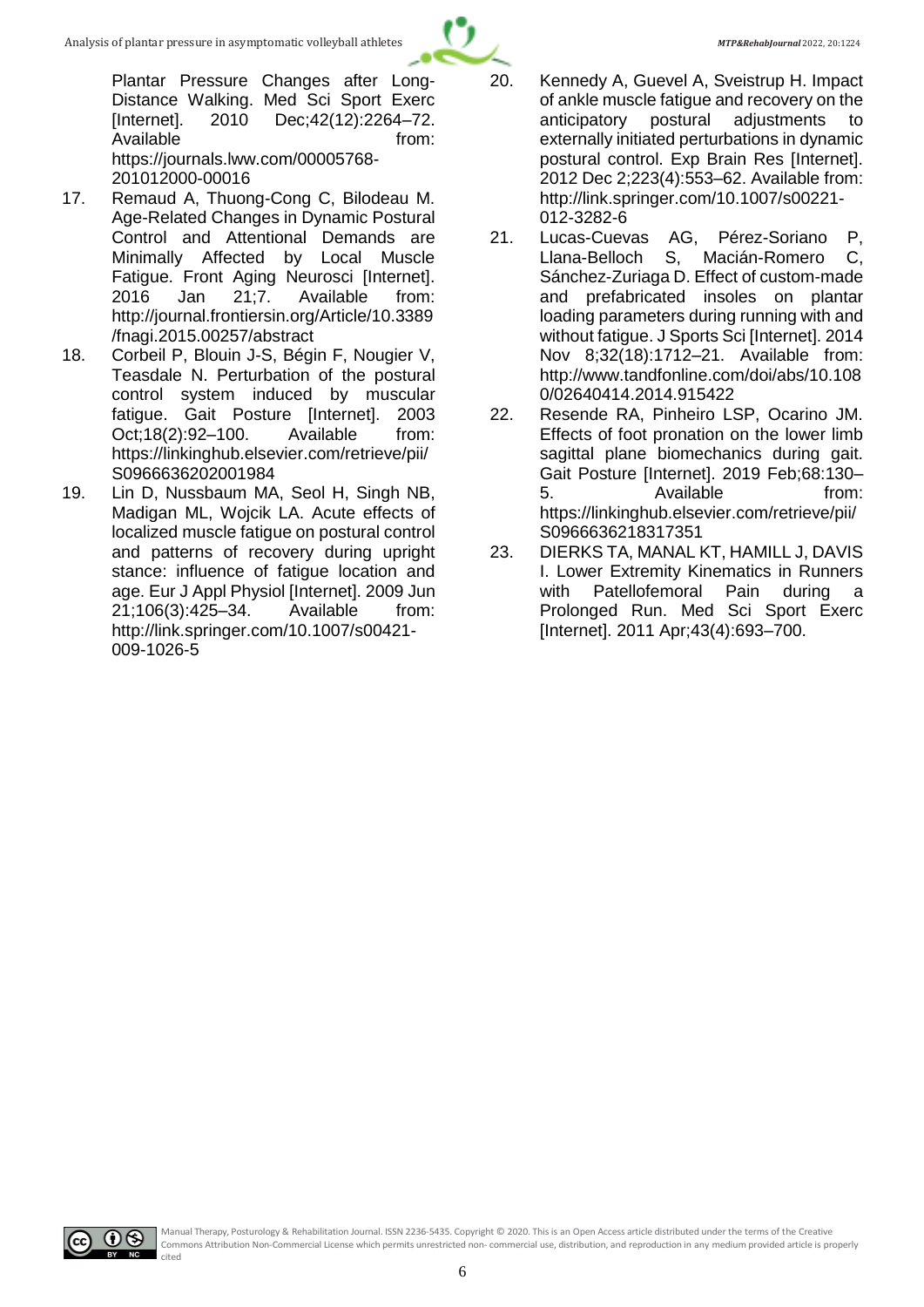Plantar Pressure Changes after Long-Distance Walking. Med Sci Sport Exerc [Internet]. 2010 Dec;42(12):2264–72. Available from: https://journals.lww.com/00005768-201012000-00016

17. Remaud A, Thuong-Cong C, Bilodeau M. Age-Related Changes in Dynamic Postural Control and Attentional Demands are Minimally Affected by Local Muscle Fatigue. Front Aging Neurosci [Internet]. 2016 Jan 21;7. Available from: http://journal.frontiersin.org/Article/10.3389/fnagi.2015.00257/abstract
18. Corbeil P, Blouin J-S, Bégin F, Nougier V, Teasdale N. Perturbation of the postural control system induced by muscular fatigue. Gait Posture [Internet]. 2003 Oct;18(2):92–100. Available from: https://linkinghub.elsevier.com/retrieve/pii/S0966636202001984
19. Lin D, Nussbaum MA, Seol H, Singh NB, Madigan ML, Wojcik LA. Acute effects of localized muscle fatigue on postural control and patterns of recovery during upright stance: influence of fatigue location and age. Eur J Appl Physiol [Internet]. 2009 Jun 21;106(3):425–34. Available from: http://link.springer.com/10.1007/s00421-009-1026-5
20. Kennedy A, Guevel A, Sveistrup H. Impact of ankle muscle fatigue and recovery on the anticipatory postural adjustments to externally initiated perturbations in dynamic postural control. Exp Brain Res [Internet]. 2012 Dec 2;223(4):553–62. Available from: http://link.springer.com/10.1007/s00221-012-3282-6
21. Lucas-Cuevas AG, Pérez-Soriano P, Llana-Belloch S, Macián-Romero C, Sánchez-Zuriaga D. Effect of custom-made and prefabricated insoles on plantar loading parameters during running with and without fatigue. J Sports Sci [Internet]. 2014 Nov 8;32(18):1712–21. Available from: http://www.tandfonline.com/doi/abs/10.1080/02640414.2014.915422
22. Resende RA, Pinheiro LSP, Ocarino JM. Effects of foot pronation on the lower limb sagittal plane biomechanics during gait. Gait Posture [Internet]. 2019 Feb;68:130–5. Available from: https://linkinghub.elsevier.com/retrieve/pii/S0966636218317351
23. DIERKS TA, MANAL KT, HAMILL J, DAVIS I. Lower Extremity Kinematics in Runners with Patellofemoral Pain during a Prolonged Run. Med Sci Sport Exerc [Internet]. 2011 Apr;43(4):693–700.

Manual Therapy, Posturology & Rehabilitation Journal. ISSN 2236-5435. Copyright © 2020. This is an Open Access article distributed under the terms of the Creative Commons Attribution Non-Commercial License which permits unrestricted non- commercial use, distribution, and reproduction in any medium provided article is properly cited